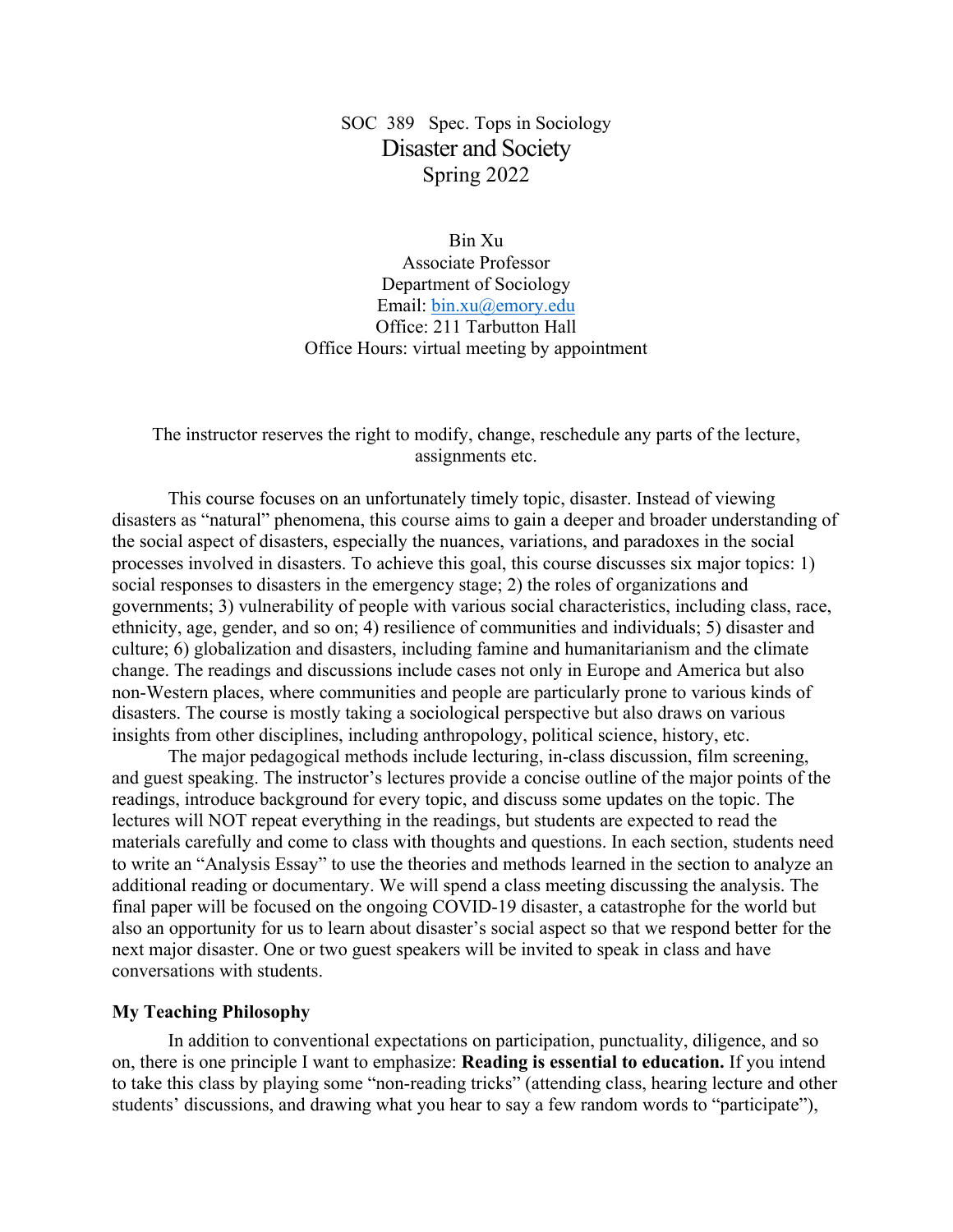SOC 389 Spec. Tops in Sociology

# Disaster and Society

Spring 2022

Bin Xu
Associate Professor
Department of Sociology
Email: bin.xu@emory.edu
Office: 211 Tarbutton Hall
Office Hours: virtual meeting by appointment

The instructor reserves the right to modify, change, reschedule any parts of the lecture, assignments etc.

This course focuses on an unfortunately timely topic, disaster. Instead of viewing disasters as "natural" phenomena, this course aims to gain a deeper and broader understanding of the social aspect of disasters, especially the nuances, variations, and paradoxes in the social processes involved in disasters. To achieve this goal, this course discusses six major topics: 1) social responses to disasters in the emergency stage; 2) the roles of organizations and governments; 3) vulnerability of people with various social characteristics, including class, race, ethnicity, age, gender, and so on; 4) resilience of communities and individuals; 5) disaster and culture; 6) globalization and disasters, including famine and humanitarianism and the climate change. The readings and discussions include cases not only in Europe and America but also non-Western places, where communities and people are particularly prone to various kinds of disasters. The course is mostly taking a sociological perspective but also draws on various insights from other disciplines, including anthropology, political science, history, etc.

The major pedagogical methods include lecturing, in-class discussion, film screening, and guest speaking. The instructor's lectures provide a concise outline of the major points of the readings, introduce background for every topic, and discuss some updates on the topic. The lectures will NOT repeat everything in the readings, but students are expected to read the materials carefully and come to class with thoughts and questions. In each section, students need to write an "Analysis Essay" to use the theories and methods learned in the section to analyze an additional reading or documentary. We will spend a class meeting discussing the analysis. The final paper will be focused on the ongoing COVID-19 disaster, a catastrophe for the world but also an opportunity for us to learn about disaster's social aspect so that we respond better for the next major disaster. One or two guest speakers will be invited to speak in class and have conversations with students.

### My Teaching Philosophy

In addition to conventional expectations on participation, punctuality, diligence, and so on, there is one principle I want to emphasize: **Reading is essential to education.** If you intend to take this class by playing some "non-reading tricks" (attending class, hearing lecture and other students' discussions, and drawing what you hear to say a few random words to "participate"),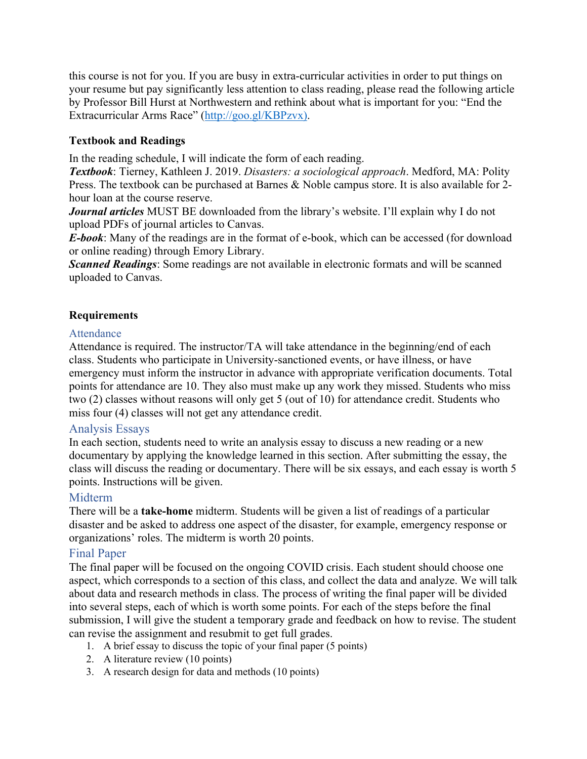this course is not for you. If you are busy in extra-curricular activities in order to put things on your resume but pay significantly less attention to class reading, please read the following article by Professor Bill Hurst at Northwestern and rethink about what is important for you: "End the Extracurricular Arms Race" (http://goo.gl/KBPzvx).

### Textbook and Readings

In the reading schedule, I will indicate the form of each reading.

***Textbook***: Tierney, Kathleen J. 2019. *Disasters: a sociological approach*. Medford, MA: Polity Press. The textbook can be purchased at Barnes & Noble campus store. It is also available for 2-hour loan at the course reserve.

***Journal articles*** MUST BE downloaded from the library's website. I'll explain why I do not upload PDFs of journal articles to Canvas.

***E-book***: Many of the readings are in the format of e-book, which can be accessed (for download or online reading) through Emory Library.

***Scanned Readings***: Some readings are not available in electronic formats and will be scanned uploaded to Canvas.

### Requirements

#### Attendance

Attendance is required. The instructor/TA will take attendance in the beginning/end of each class. Students who participate in University-sanctioned events, or have illness, or have emergency must inform the instructor in advance with appropriate verification documents. Total points for attendance are 10. They also must make up any work they missed. Students who miss two (2) classes without reasons will only get 5 (out of 10) for attendance credit. Students who miss four (4) classes will not get any attendance credit.

#### Analysis Essays

In each section, students need to write an analysis essay to discuss a new reading or a new documentary by applying the knowledge learned in this section. After submitting the essay, the class will discuss the reading or documentary. There will be six essays, and each essay is worth 5 points. Instructions will be given.

#### Midterm

There will be a **take-home** midterm. Students will be given a list of readings of a particular disaster and be asked to address one aspect of the disaster, for example, emergency response or organizations' roles. The midterm is worth 20 points.

#### Final Paper

The final paper will be focused on the ongoing COVID crisis. Each student should choose one aspect, which corresponds to a section of this class, and collect the data and analyze. We will talk about data and research methods in class. The process of writing the final paper will be divided into several steps, each of which is worth some points. For each of the steps before the final submission, I will give the student a temporary grade and feedback on how to revise. The student can revise the assignment and resubmit to get full grades.

1. A brief essay to discuss the topic of your final paper (5 points)
2. A literature review (10 points)
3. A research design for data and methods (10 points)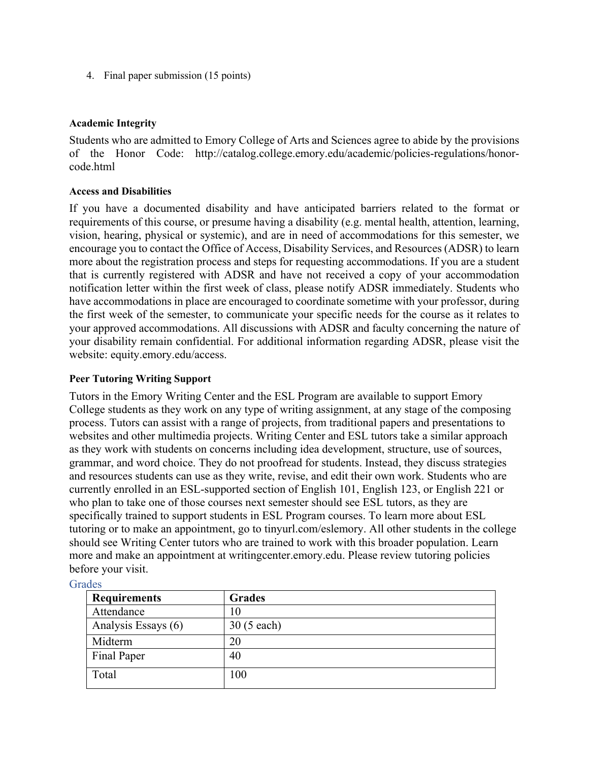4. Final paper submission (15 points)

**Academic Integrity**

Students who are admitted to Emory College of Arts and Sciences agree to abide by the provisions of the Honor Code: http://catalog.college.emory.edu/academic/policies-regulations/honor-code.html

**Access and Disabilities**

If you have a documented disability and have anticipated barriers related to the format or requirements of this course, or presume having a disability (e.g. mental health, attention, learning, vision, hearing, physical or systemic), and are in need of accommodations for this semester, we encourage you to contact the Office of Access, Disability Services, and Resources (ADSR) to learn more about the registration process and steps for requesting accommodations. If you are a student that is currently registered with ADSR and have not received a copy of your accommodation notification letter within the first week of class, please notify ADSR immediately. Students who have accommodations in place are encouraged to coordinate sometime with your professor, during the first week of the semester, to communicate your specific needs for the course as it relates to your approved accommodations. All discussions with ADSR and faculty concerning the nature of your disability remain confidential. For additional information regarding ADSR, please visit the website: equity.emory.edu/access.

**Peer Tutoring Writing Support**

Tutors in the Emory Writing Center and the ESL Program are available to support Emory College students as they work on any type of writing assignment, at any stage of the composing process. Tutors can assist with a range of projects, from traditional papers and presentations to websites and other multimedia projects. Writing Center and ESL tutors take a similar approach as they work with students on concerns including idea development, structure, use of sources, grammar, and word choice. They do not proofread for students. Instead, they discuss strategies and resources students can use as they write, revise, and edit their own work. Students who are currently enrolled in an ESL-supported section of English 101, English 123, or English 221 or who plan to take one of those courses next semester should see ESL tutors, as they are specifically trained to support students in ESL Program courses. To learn more about ESL tutoring or to make an appointment, go to tinyurl.com/eslemory. All other students in the college should see Writing Center tutors who are trained to work with this broader population. Learn more and make an appointment at writingcenter.emory.edu. Please review tutoring policies before your visit.

## Grades

| Requirements | Grades |
|---|---|
| Attendance | 10 |
| Analysis Essays (6) | 30 (5 each) |
| Midterm | 20 |
| Final Paper | 40 |
| Total | 100 |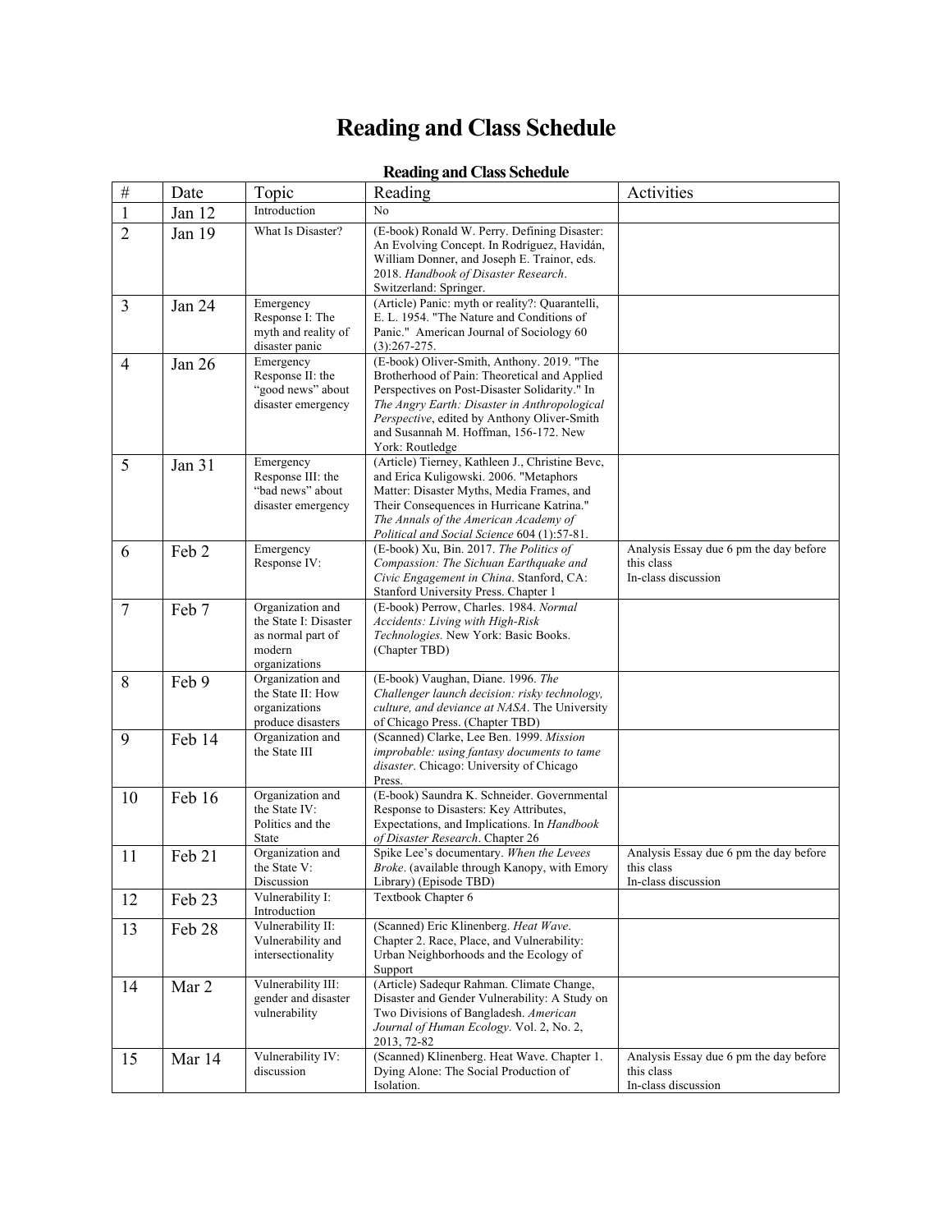# Reading and Class Schedule

**Reading and Class Schedule**

| # | Date | Topic | Reading | Activities |
|---|---|---|---|---|
| 1 | Jan 12 | Introduction | No | |
| 2 | Jan 19 | What Is Disaster? | (E-book) Ronald W. Perry. Defining Disaster: An Evolving Concept. In Rodríguez, Havidán, William Donner, and Joseph E. Trainor, eds. 2018. *Handbook of Disaster Research*. Switzerland: Springer. | |
| 3 | Jan 24 | Emergency Response I: The myth and reality of disaster panic | (Article) Panic: myth or reality?: Quarantelli, E. L. 1954. "The Nature and Conditions of Panic." American Journal of Sociology 60 (3):267-275. | |
| 4 | Jan 26 | Emergency Response II: the "good news" about disaster emergency | (E-book) Oliver-Smith, Anthony. 2019. "The Brotherhood of Pain: Theoretical and Applied Perspectives on Post-Disaster Solidarity." In *The Angry Earth: Disaster in Anthropological Perspective*, edited by Anthony Oliver-Smith and Susannah M. Hoffman, 156-172. New York: Routledge | |
| 5 | Jan 31 | Emergency Response III: the "bad news" about disaster emergency | (Article) Tierney, Kathleen J., Christine Bevc, and Erica Kuligowski. 2006. "Metaphors Matter: Disaster Myths, Media Frames, and Their Consequences in Hurricane Katrina." *The Annals of the American Academy of Political and Social Science* 604 (1):57-81. | |
| 6 | Feb 2 | Emergency Response IV: | (E-book) Xu, Bin. 2017. *The Politics of Compassion: The Sichuan Earthquake and Civic Engagement in China*. Stanford, CA: Stanford University Press. Chapter 1 | Analysis Essay due 6 pm the day before this class<br>In-class discussion |
| 7 | Feb 7 | Organization and the State I: Disaster as normal part of modern organizations | (E-book) Perrow, Charles. 1984. *Normal Accidents: Living with High-Risk Technologies.* New York: Basic Books. (Chapter TBD) | |
| 8 | Feb 9 | Organization and the State II: How organizations produce disasters | (E-book) Vaughan, Diane. 1996. *The Challenger launch decision: risky technology, culture, and deviance at NASA*. The University of Chicago Press. (Chapter TBD) | |
| 9 | Feb 14 | Organization and the State III | (Scanned) Clarke, Lee Ben. 1999. *Mission improbable: using fantasy documents to tame disaster*. Chicago: University of Chicago Press. | |
| 10 | Feb 16 | Organization and the State IV: Politics and the State | (E-book) Saundra K. Schneider. Governmental Response to Disasters: Key Attributes, Expectations, and Implications. In *Handbook of Disaster Research*. Chapter 26 | |
| 11 | Feb 21 | Organization and the State V: Discussion | Spike Lee's documentary. *When the Levees Broke*. (available through Kanopy, with Emory Library) (Episode TBD) | Analysis Essay due 6 pm the day before this class<br>In-class discussion |
| 12 | Feb 23 | Vulnerability I: Introduction | Textbook Chapter 6 | |
| 13 | Feb 28 | Vulnerability II: Vulnerability and intersectionality | (Scanned) Eric Klinenberg. *Heat Wave*. Chapter 2. Race, Place, and Vulnerability: Urban Neighborhoods and the Ecology of Support | |
| 14 | Mar 2 | Vulnerability III: gender and disaster vulnerability | (Article) Sadequr Rahman. Climate Change, Disaster and Gender Vulnerability: A Study on Two Divisions of Bangladesh. *American Journal of Human Ecology*. Vol. 2, No. 2, 2013, 72-82 | |
| 15 | Mar 14 | Vulnerability IV: discussion | (Scanned) Klinenberg. Heat Wave. Chapter 1. Dying Alone: The Social Production of Isolation. | Analysis Essay due 6 pm the day before this class<br>In-class discussion |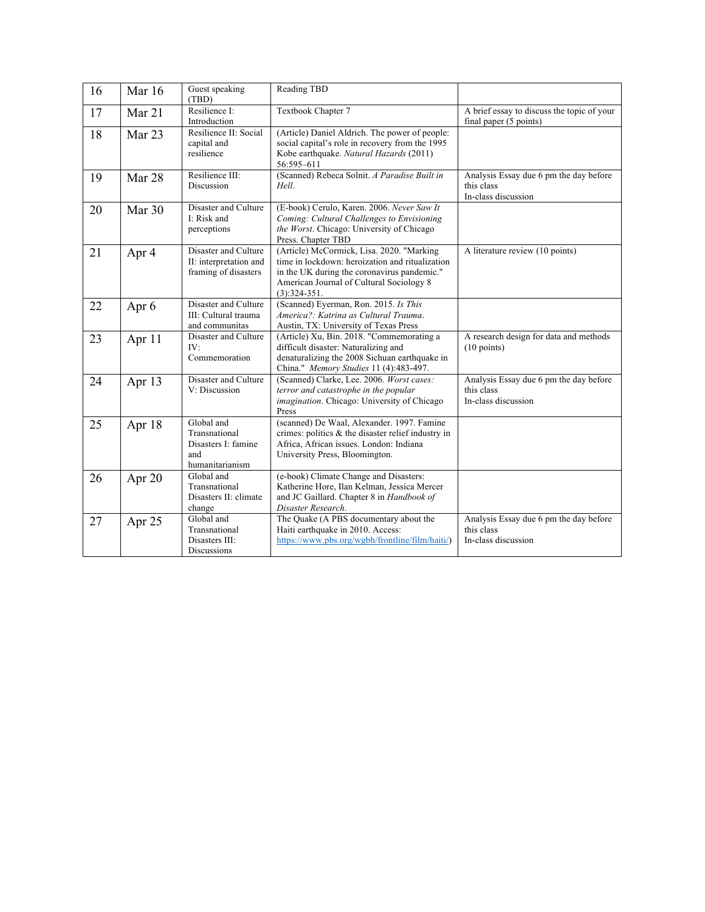| | | | | |
|---|---|---|---|---|
| 16 | Mar 16 | Guest speaking (TBD) | Reading TBD | |
| 17 | Mar 21 | Resilience I: Introduction | Textbook Chapter 7 | A brief essay to discuss the topic of your final paper (5 points) |
| 18 | Mar 23 | Resilience II: Social capital and resilience | (Article) Daniel Aldrich. The power of people: social capital's role in recovery from the 1995 Kobe earthquake. *Natural Hazards* (2011) 56:595–611 | |
| 19 | Mar 28 | Resilience III: Discussion | (Scanned) Rebeca Solnit. *A Paradise Built in Hell*. | Analysis Essay due 6 pm the day before this class<br>In-class discussion |
| 20 | Mar 30 | Disaster and Culture I: Risk and perceptions | (E-book) Cerulo, Karen. 2006. *Never Saw It Coming: Cultural Challenges to Envisioning the Worst*. Chicago: University of Chicago Press. Chapter TBD | |
| 21 | Apr 4 | Disaster and Culture II: interpretation and framing of disasters | (Article) McCormick, Lisa. 2020. "Marking time in lockdown: heroization and ritualization in the UK during the coronavirus pandemic." American Journal of Cultural Sociology 8 (3):324-351. | A literature review (10 points) |
| 22 | Apr 6 | Disaster and Culture III: Cultural trauma and communitas | (Scanned) Eyerman, Ron. 2015. *Is This America?: Katrina as Cultural Trauma*. Austin, TX: University of Texas Press | |
| 23 | Apr 11 | Disaster and Culture IV: Commemoration | (Article) Xu, Bin. 2018. "Commemorating a difficult disaster: Naturalizing and denaturalizing the 2008 Sichuan earthquake in China." *Memory Studies* 11 (4):483-497. | A research design for data and methods (10 points) |
| 24 | Apr 13 | Disaster and Culture V: Discussion | (Scanned) Clarke, Lee. 2006. *Worst cases: terror and catastrophe in the popular imagination*. Chicago: University of Chicago Press | Analysis Essay due 6 pm the day before this class<br>In-class discussion |
| 25 | Apr 18 | Global and Transnational Disasters I: famine and humanitarianism | (scanned) De Waal, Alexander. 1997. Famine crimes: politics & the disaster relief industry in Africa, African issues. London: Indiana University Press, Bloomington. | |
| 26 | Apr 20 | Global and Transnational Disasters II: climate change | (e-book) Climate Change and Disasters: Katherine Hore, Ilan Kelman, Jessica Mercer and JC Gaillard. Chapter 8 in *Handbook of Disaster Research*. | |
| 27 | Apr 25 | Global and Transnational Disasters III: Discussions | The Quake (A PBS documentary about the Haiti earthquake in 2010. Access: https://www.pbs.org/wgbh/frontline/film/haiti/) | Analysis Essay due 6 pm the day before this class<br>In-class discussion |